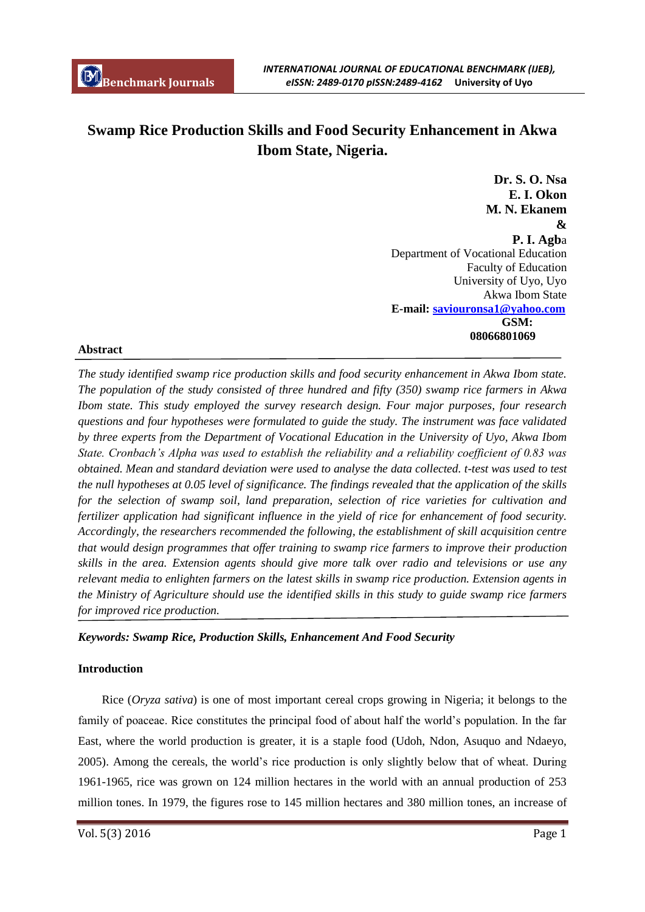# Swamp Rice Production Skills and Food Security Enhancement in Akwa Ibom State, Nigeria.

**Dr. S. O. Nsa**
**E. I. Okon**
**M. N. Ekanem**
**&**
**P. I. Agba**
Department of Vocational Education
Faculty of Education
University of Uyo, Uyo
Akwa Ibom State
**E-mail:** saviouronsa1@yahoo.com
**GSM:**
**08066801069**

## Abstract

*The study identified swamp rice production skills and food security enhancement in Akwa Ibom state. The population of the study consisted of three hundred and fifty (350) swamp rice farmers in Akwa Ibom state. This study employed the survey research design. Four major purposes, four research questions and four hypotheses were formulated to guide the study. The instrument was face validated by three experts from the Department of Vocational Education in the University of Uyo, Akwa Ibom State. Cronbach's Alpha was used to establish the reliability and a reliability coefficient of 0.83 was obtained. Mean and standard deviation were used to analyse the data collected. t-test was used to test the null hypotheses at 0.05 level of significance. The findings revealed that the application of the skills for the selection of swamp soil, land preparation, selection of rice varieties for cultivation and fertilizer application had significant influence in the yield of rice for enhancement of food security. Accordingly, the researchers recommended the following, the establishment of skill acquisition centre that would design programmes that offer training to swamp rice farmers to improve their production skills in the area. Extension agents should give more talk over radio and televisions or use any relevant media to enlighten farmers on the latest skills in swamp rice production. Extension agents in the Ministry of Agriculture should use the identified skills in this study to guide swamp rice farmers for improved rice production.*

***Keywords: Swamp Rice, Production Skills, Enhancement And Food Security***

## Introduction

Rice (*Oryza sativa*) is one of most important cereal crops growing in Nigeria; it belongs to the family of poaceae. Rice constitutes the principal food of about half the world's population. In the far East, where the world production is greater, it is a staple food (Udoh, Ndon, Asuquo and Ndaeyo, 2005). Among the cereals, the world's rice production is only slightly below that of wheat. During 1961-1965, rice was grown on 124 million hectares in the world with an annual production of 253 million tones. In 1979, the figures rose to 145 million hectares and 380 million tones, an increase of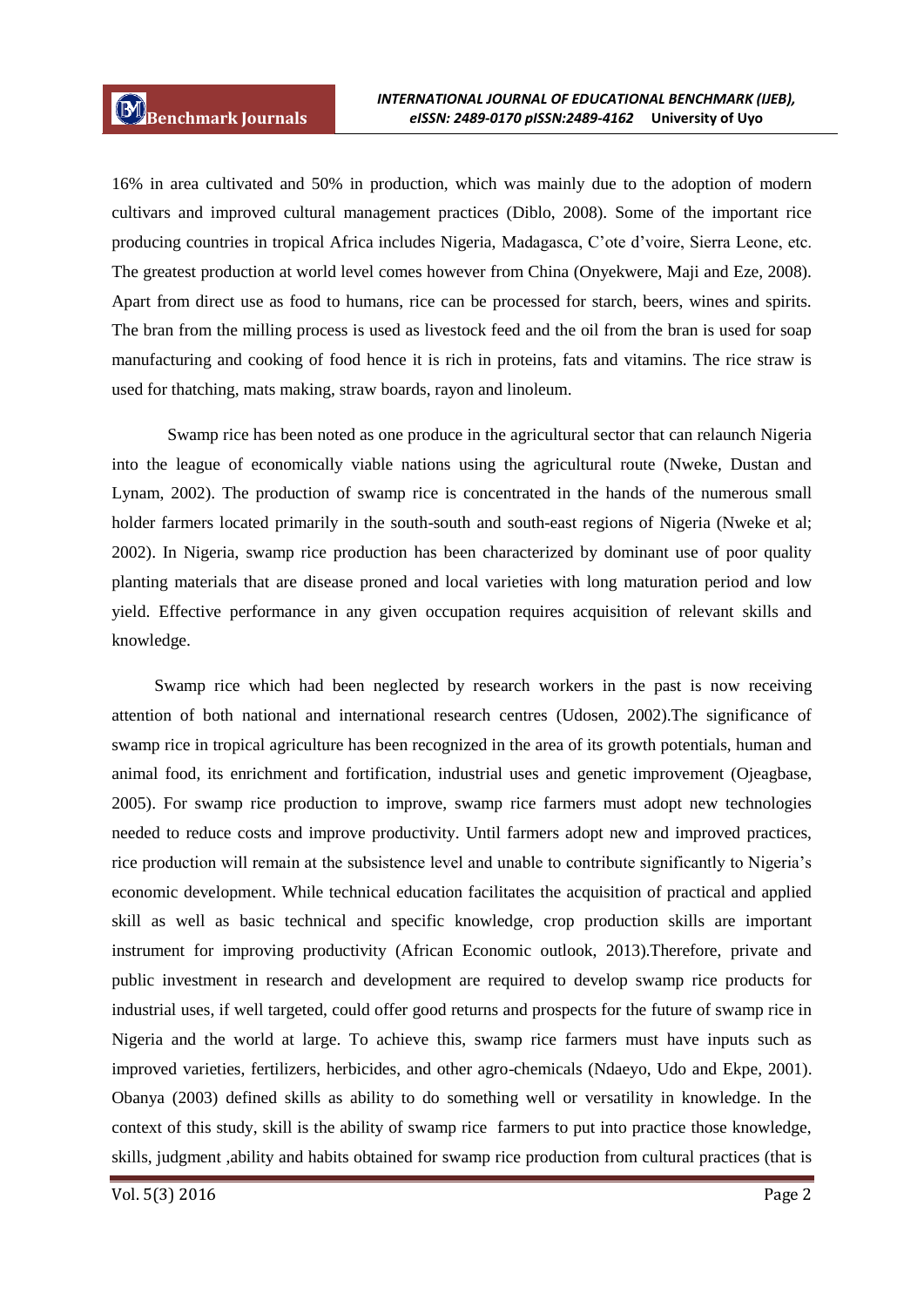16% in area cultivated and 50% in production, which was mainly due to the adoption of modern cultivars and improved cultural management practices (Diblo, 2008). Some of the important rice producing countries in tropical Africa includes Nigeria, Madagasca, C'ote d'voire, Sierra Leone, etc. The greatest production at world level comes however from China (Onyekwere, Maji and Eze, 2008). Apart from direct use as food to humans, rice can be processed for starch, beers, wines and spirits. The bran from the milling process is used as livestock feed and the oil from the bran is used for soap manufacturing and cooking of food hence it is rich in proteins, fats and vitamins. The rice straw is used for thatching, mats making, straw boards, rayon and linoleum.

Swamp rice has been noted as one produce in the agricultural sector that can relaunch Nigeria into the league of economically viable nations using the agricultural route (Nweke, Dustan and Lynam, 2002). The production of swamp rice is concentrated in the hands of the numerous small holder farmers located primarily in the south-south and south-east regions of Nigeria (Nweke et al; 2002). In Nigeria, swamp rice production has been characterized by dominant use of poor quality planting materials that are disease proned and local varieties with long maturation period and low yield. Effective performance in any given occupation requires acquisition of relevant skills and knowledge.

Swamp rice which had been neglected by research workers in the past is now receiving attention of both national and international research centres (Udosen, 2002).The significance of swamp rice in tropical agriculture has been recognized in the area of its growth potentials, human and animal food, its enrichment and fortification, industrial uses and genetic improvement (Ojeagbase, 2005). For swamp rice production to improve, swamp rice farmers must adopt new technologies needed to reduce costs and improve productivity. Until farmers adopt new and improved practices, rice production will remain at the subsistence level and unable to contribute significantly to Nigeria's economic development. While technical education facilitates the acquisition of practical and applied skill as well as basic technical and specific knowledge, crop production skills are important instrument for improving productivity (African Economic outlook, 2013).Therefore, private and public investment in research and development are required to develop swamp rice products for industrial uses, if well targeted, could offer good returns and prospects for the future of swamp rice in Nigeria and the world at large. To achieve this, swamp rice farmers must have inputs such as improved varieties, fertilizers, herbicides, and other agro-chemicals (Ndaeyo, Udo and Ekpe, 2001). Obanya (2003) defined skills as ability to do something well or versatility in knowledge. In the context of this study, skill is the ability of swamp rice farmers to put into practice those knowledge, skills, judgment ,ability and habits obtained for swamp rice production from cultural practices (that is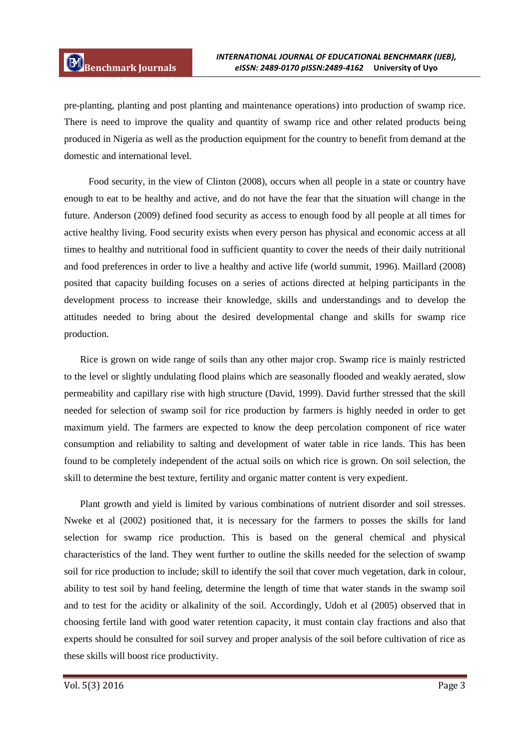pre-planting, planting and post planting and maintenance operations) into production of swamp rice. There is need to improve the quality and quantity of swamp rice and other related products being produced in Nigeria as well as the production equipment for the country to benefit from demand at the domestic and international level.

Food security, in the view of Clinton (2008), occurs when all people in a state or country have enough to eat to be healthy and active, and do not have the fear that the situation will change in the future. Anderson (2009) defined food security as access to enough food by all people at all times for active healthy living. Food security exists when every person has physical and economic access at all times to healthy and nutritional food in sufficient quantity to cover the needs of their daily nutritional and food preferences in order to live a healthy and active life (world summit, 1996). Maillard (2008) posited that capacity building focuses on a series of actions directed at helping participants in the development process to increase their knowledge, skills and understandings and to develop the attitudes needed to bring about the desired developmental change and skills for swamp rice production.

Rice is grown on wide range of soils than any other major crop. Swamp rice is mainly restricted to the level or slightly undulating flood plains which are seasonally flooded and weakly aerated, slow permeability and capillary rise with high structure (David, 1999). David further stressed that the skill needed for selection of swamp soil for rice production by farmers is highly needed in order to get maximum yield. The farmers are expected to know the deep percolation component of rice water consumption and reliability to salting and development of water table in rice lands. This has been found to be completely independent of the actual soils on which rice is grown. On soil selection, the skill to determine the best texture, fertility and organic matter content is very expedient.

Plant growth and yield is limited by various combinations of nutrient disorder and soil stresses. Nweke et al (2002) positioned that, it is necessary for the farmers to posses the skills for land selection for swamp rice production. This is based on the general chemical and physical characteristics of the land. They went further to outline the skills needed for the selection of swamp soil for rice production to include; skill to identify the soil that cover much vegetation, dark in colour, ability to test soil by hand feeling, determine the length of time that water stands in the swamp soil and to test for the acidity or alkalinity of the soil. Accordingly, Udoh et al (2005) observed that in choosing fertile land with good water retention capacity, it must contain clay fractions and also that experts should be consulted for soil survey and proper analysis of the soil before cultivation of rice as these skills will boost rice productivity.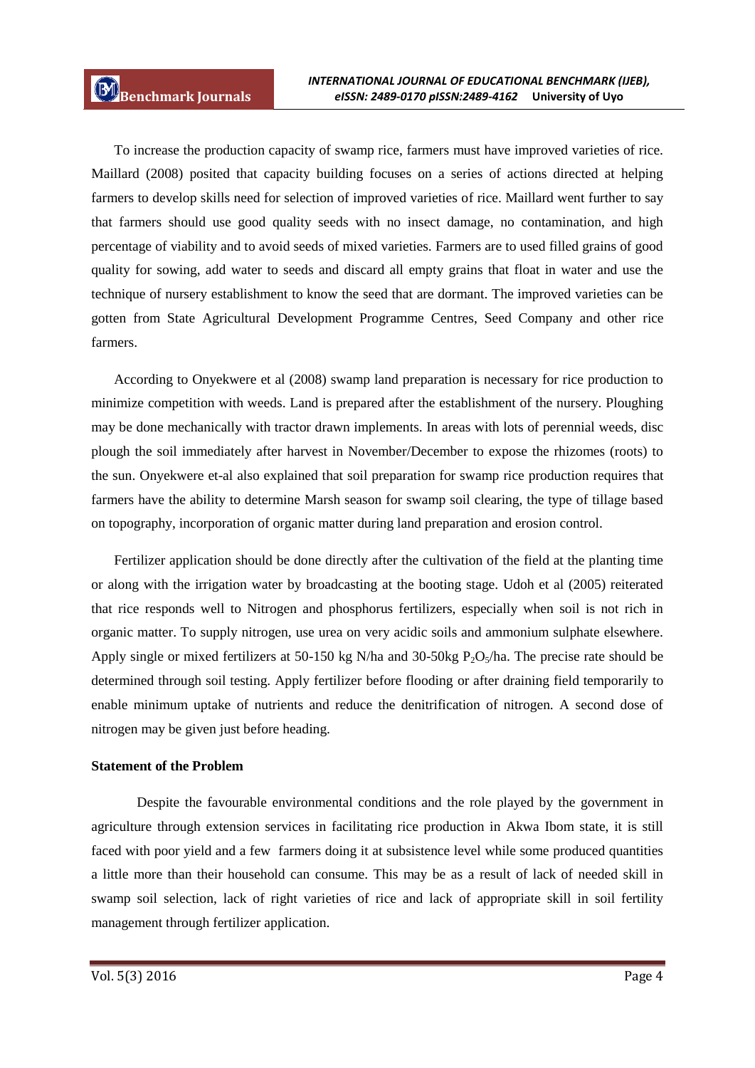To increase the production capacity of swamp rice, farmers must have improved varieties of rice. Maillard (2008) posited that capacity building focuses on a series of actions directed at helping farmers to develop skills need for selection of improved varieties of rice. Maillard went further to say that farmers should use good quality seeds with no insect damage, no contamination, and high percentage of viability and to avoid seeds of mixed varieties. Farmers are to used filled grains of good quality for sowing, add water to seeds and discard all empty grains that float in water and use the technique of nursery establishment to know the seed that are dormant. The improved varieties can be gotten from State Agricultural Development Programme Centres, Seed Company and other rice farmers.

According to Onyekwere et al (2008) swamp land preparation is necessary for rice production to minimize competition with weeds. Land is prepared after the establishment of the nursery. Ploughing may be done mechanically with tractor drawn implements. In areas with lots of perennial weeds, disc plough the soil immediately after harvest in November/December to expose the rhizomes (roots) to the sun. Onyekwere et-al also explained that soil preparation for swamp rice production requires that farmers have the ability to determine Marsh season for swamp soil clearing, the type of tillage based on topography, incorporation of organic matter during land preparation and erosion control.

Fertilizer application should be done directly after the cultivation of the field at the planting time or along with the irrigation water by broadcasting at the booting stage. Udoh et al (2005) reiterated that rice responds well to Nitrogen and phosphorus fertilizers, especially when soil is not rich in organic matter. To supply nitrogen, use urea on very acidic soils and ammonium sulphate elsewhere. Apply single or mixed fertilizers at 50-150 kg N/ha and 30-50kg $P_2O_5$/ha. The precise rate should be determined through soil testing. Apply fertilizer before flooding or after draining field temporarily to enable minimum uptake of nutrients and reduce the denitrification of nitrogen. A second dose of nitrogen may be given just before heading.

**Statement of the Problem**

Despite the favourable environmental conditions and the role played by the government in agriculture through extension services in facilitating rice production in Akwa Ibom state, it is still faced with poor yield and a few farmers doing it at subsistence level while some produced quantities a little more than their household can consume. This may be as a result of lack of needed skill in swamp soil selection, lack of right varieties of rice and lack of appropriate skill in soil fertility management through fertilizer application.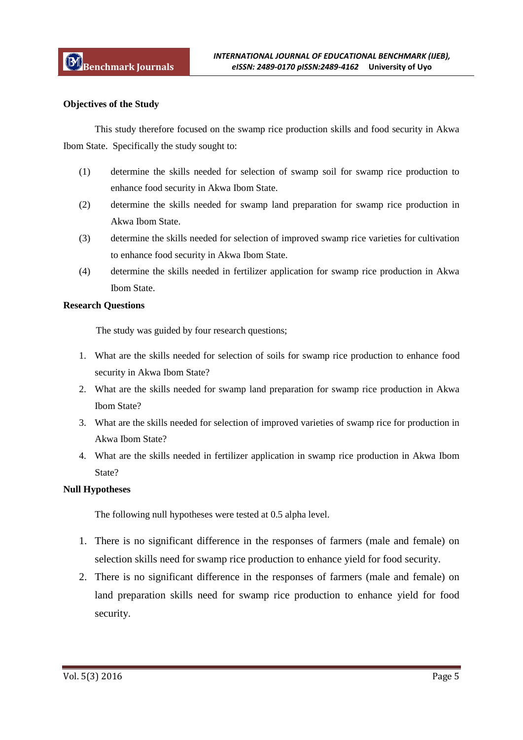**Objectives of the Study**

This study therefore focused on the swamp rice production skills and food security in Akwa Ibom State. Specifically the study sought to:

(1) determine the skills needed for selection of swamp soil for swamp rice production to enhance food security in Akwa Ibom State.

(2) determine the skills needed for swamp land preparation for swamp rice production in Akwa Ibom State.

(3) determine the skills needed for selection of improved swamp rice varieties for cultivation to enhance food security in Akwa Ibom State.

(4) determine the skills needed in fertilizer application for swamp rice production in Akwa Ibom State.

**Research Questions**

The study was guided by four research questions;

1. What are the skills needed for selection of soils for swamp rice production to enhance food security in Akwa Ibom State?
2. What are the skills needed for swamp land preparation for swamp rice production in Akwa Ibom State?
3. What are the skills needed for selection of improved varieties of swamp rice for production in Akwa Ibom State?
4. What are the skills needed in fertilizer application in swamp rice production in Akwa Ibom State?

**Null Hypotheses**

The following null hypotheses were tested at 0.5 alpha level.

1. There is no significant difference in the responses of farmers (male and female) on selection skills need for swamp rice production to enhance yield for food security.
2. There is no significant difference in the responses of farmers (male and female) on land preparation skills need for swamp rice production to enhance yield for food security.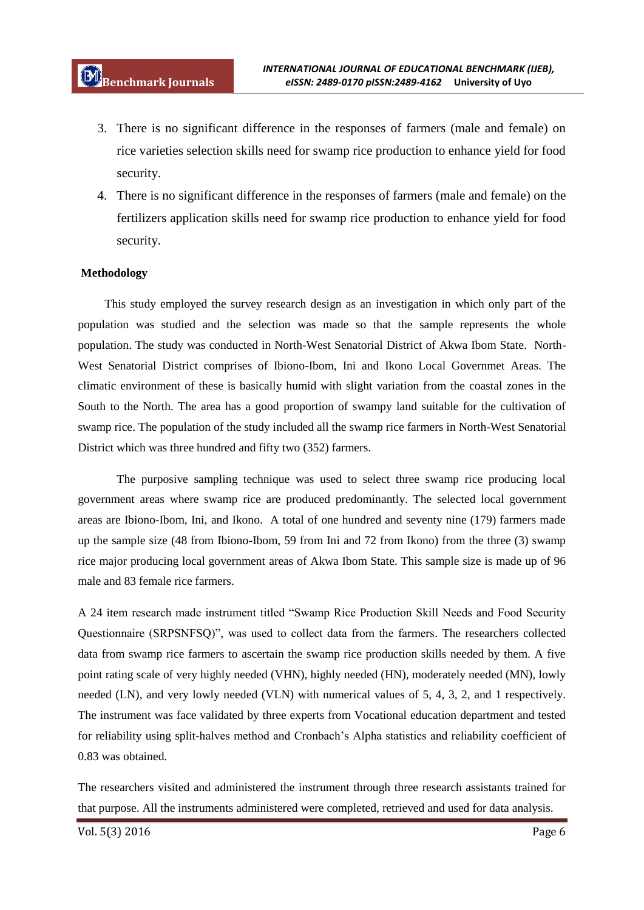3. There is no significant difference in the responses of farmers (male and female) on rice varieties selection skills need for swamp rice production to enhance yield for food security.
4. There is no significant difference in the responses of farmers (male and female) on the fertilizers application skills need for swamp rice production to enhance yield for food security.

## Methodology

This study employed the survey research design as an investigation in which only part of the population was studied and the selection was made so that the sample represents the whole population. The study was conducted in North-West Senatorial District of Akwa Ibom State. North-West Senatorial District comprises of Ibiono-Ibom, Ini and Ikono Local Governmet Areas. The climatic environment of these is basically humid with slight variation from the coastal zones in the South to the North. The area has a good proportion of swampy land suitable for the cultivation of swamp rice. The population of the study included all the swamp rice farmers in North-West Senatorial District which was three hundred and fifty two (352) farmers.

The purposive sampling technique was used to select three swamp rice producing local government areas where swamp rice are produced predominantly. The selected local government areas are Ibiono-Ibom, Ini, and Ikono. A total of one hundred and seventy nine (179) farmers made up the sample size (48 from Ibiono-Ibom, 59 from Ini and 72 from Ikono) from the three (3) swamp rice major producing local government areas of Akwa Ibom State. This sample size is made up of 96 male and 83 female rice farmers.

A 24 item research made instrument titled "Swamp Rice Production Skill Needs and Food Security Questionnaire (SRPSNFSQ)", was used to collect data from the farmers. The researchers collected data from swamp rice farmers to ascertain the swamp rice production skills needed by them. A five point rating scale of very highly needed (VHN), highly needed (HN), moderately needed (MN), lowly needed (LN), and very lowly needed (VLN) with numerical values of 5, 4, 3, 2, and 1 respectively. The instrument was face validated by three experts from Vocational education department and tested for reliability using split-halves method and Cronbach's Alpha statistics and reliability coefficient of 0.83 was obtained.

The researchers visited and administered the instrument through three research assistants trained for that purpose. All the instruments administered were completed, retrieved and used for data analysis.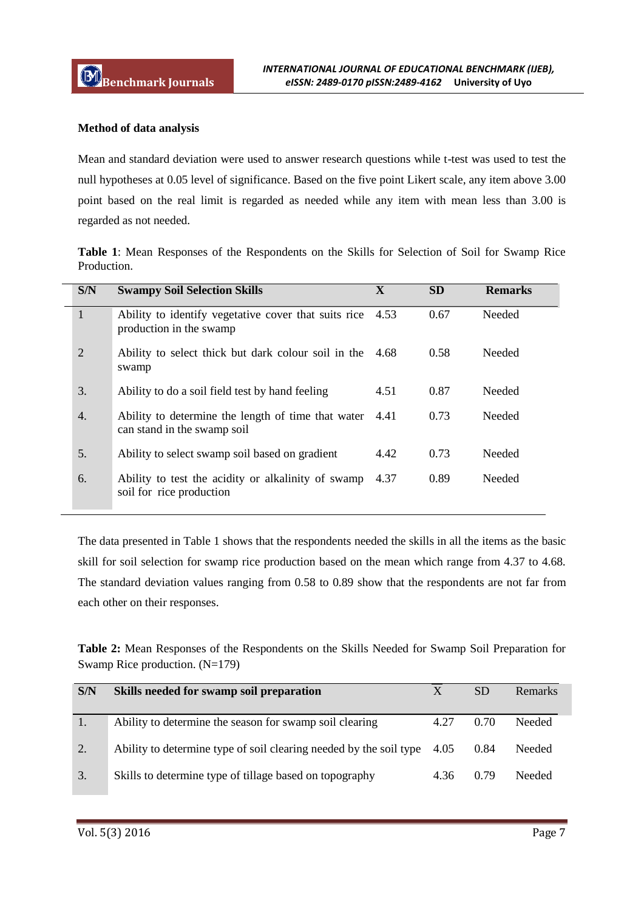**Method of data analysis**

Mean and standard deviation were used to answer research questions while t-test was used to test the null hypotheses at 0.05 level of significance. Based on the five point Likert scale, any item above 3.00 point based on the real limit is regarded as needed while any item with mean less than 3.00 is regarded as not needed.

**Table 1**: Mean Responses of the Respondents on the Skills for Selection of Soil for Swamp Rice Production.

| S/N | Swampy Soil Selection Skills | X | SD | Remarks |
|---|---|---|---|---|
| 1 | Ability to identify vegetative cover that suits rice production in the swamp | 4.53 | 0.67 | Needed |
| 2 | Ability to select thick but dark colour soil in the swamp | 4.68 | 0.58 | Needed |
| 3. | Ability to do a soil field test by hand feeling | 4.51 | 0.87 | Needed |
| 4. | Ability to determine the length of time that water can stand in the swamp soil | 4.41 | 0.73 | Needed |
| 5. | Ability to select swamp soil based on gradient | 4.42 | 0.73 | Needed |
| 6. | Ability to test the acidity or alkalinity of swamp soil for rice production | 4.37 | 0.89 | Needed |

The data presented in Table 1 shows that the respondents needed the skills in all the items as the basic skill for soil selection for swamp rice production based on the mean which range from 4.37 to 4.68. The standard deviation values ranging from 0.58 to 0.89 show that the respondents are not far from each other on their responses.

**Table 2:** Mean Responses of the Respondents on the Skills Needed for Swamp Soil Preparation for Swamp Rice production. (N=179)

| S/N | Skills needed for swamp soil preparation | $\bar{X}$ | SD | Remarks |
|---|---|---|---|---|
| 1. | Ability to determine the season for swamp soil clearing | 4.27 | 0.70 | Needed |
| 2. | Ability to determine type of soil clearing needed by the soil type | 4.05 | 0.84 | Needed |
| 3. | Skills to determine type of tillage based on topography | 4.36 | 0.79 | Needed |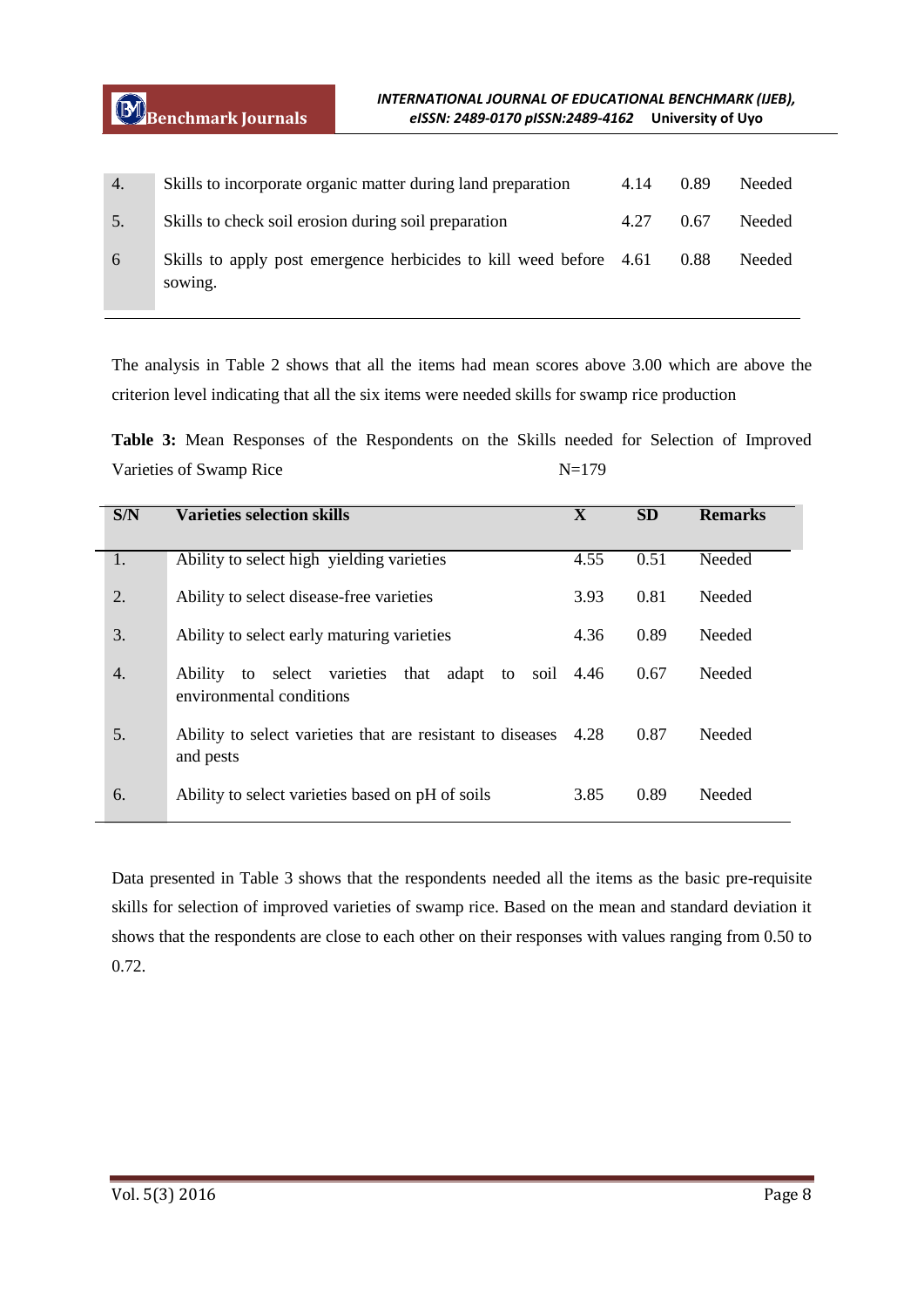| | | | | |
|---|---|---|---|---|
| 4. | Skills to incorporate organic matter during land preparation | 4.14 | 0.89 | Needed |
| 5. | Skills to check soil erosion during soil preparation | 4.27 | 0.67 | Needed |
| 6 | Skills to apply post emergence herbicides to kill weed before sowing. | 4.61 | 0.88 | Needed |

The analysis in Table 2 shows that all the items had mean scores above 3.00 which are above the criterion level indicating that all the six items were needed skills for swamp rice production

**Table 3:** Mean Responses of the Respondents on the Skills needed for Selection of Improved Varieties of Swamp Rice N=179

| S/N | Varieties selection skills | X | SD | Remarks |
|---|---|---|---|---|
| 1. | Ability to select high yielding varieties | 4.55 | 0.51 | Needed |
| 2. | Ability to select disease-free varieties | 3.93 | 0.81 | Needed |
| 3. | Ability to select early maturing varieties | 4.36 | 0.89 | Needed |
| 4. | Ability to select varieties that adapt to soil environmental conditions | 4.46 | 0.67 | Needed |
| 5. | Ability to select varieties that are resistant to diseases and pests | 4.28 | 0.87 | Needed |
| 6. | Ability to select varieties based on pH of soils | 3.85 | 0.89 | Needed |

Data presented in Table 3 shows that the respondents needed all the items as the basic pre-requisite skills for selection of improved varieties of swamp rice. Based on the mean and standard deviation it shows that the respondents are close to each other on their responses with values ranging from 0.50 to 0.72.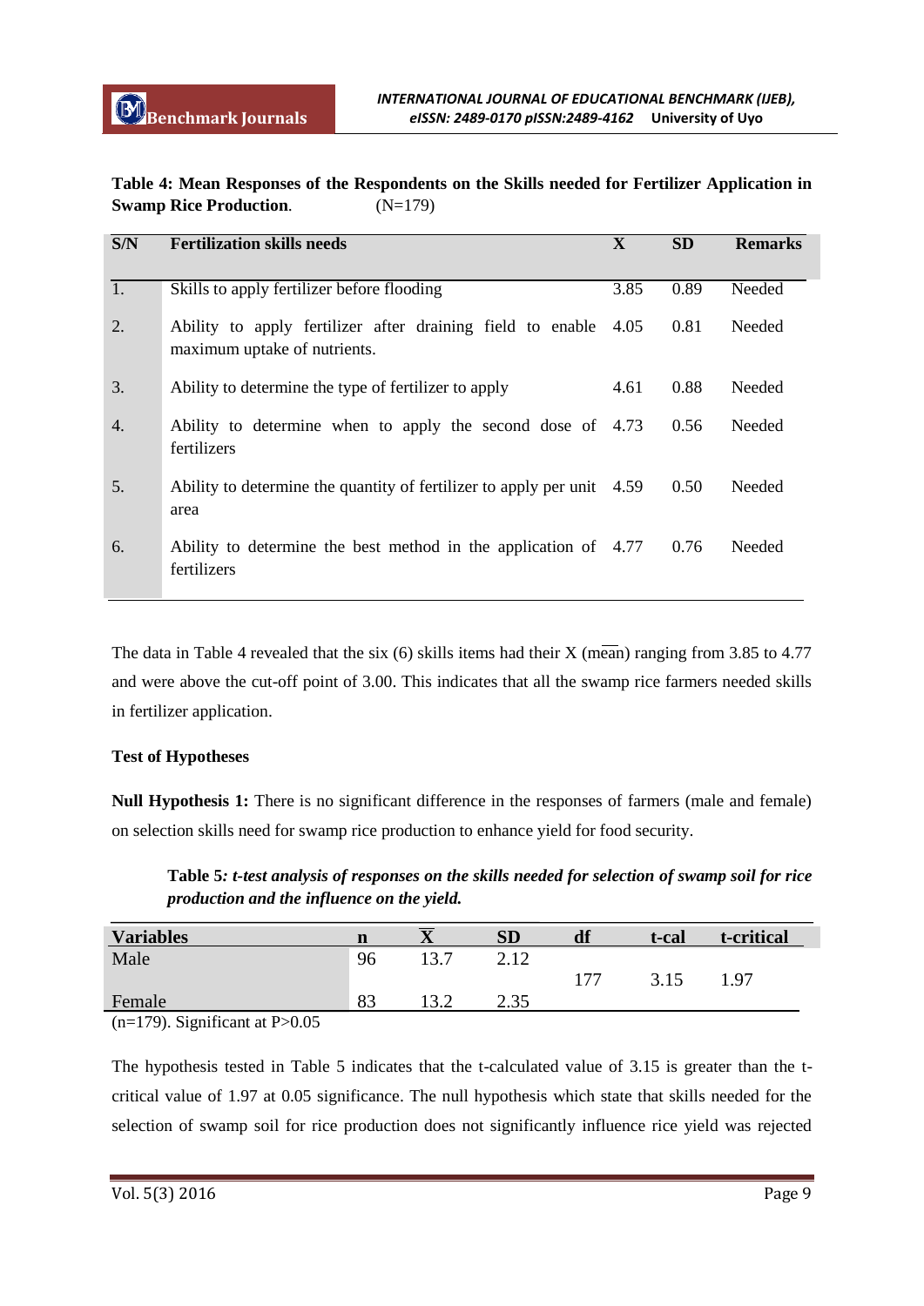**Table 4: Mean Responses of the Respondents on the Skills needed for Fertilizer Application in Swamp Rice Production**. (N=179)

| S/N | Fertilization skills needs | X | SD | Remarks |
|---|---|---|---|---|
| 1. | Skills to apply fertilizer before flooding | 3.85 | 0.89 | Needed |
| 2. | Ability to apply fertilizer after draining field to enable maximum uptake of nutrients. | 4.05 | 0.81 | Needed |
| 3. | Ability to determine the type of fertilizer to apply | 4.61 | 0.88 | Needed |
| 4. | Ability to determine when to apply the second dose of fertilizers | 4.73 | 0.56 | Needed |
| 5. | Ability to determine the quantity of fertilizer to apply per unit area | 4.59 | 0.50 | Needed |
| 6. | Ability to determine the best method in the application of fertilizers | 4.77 | 0.76 | Needed |

The data in Table 4 revealed that the six (6) skills items had their X ($\overline{\text{mean}}$) ranging from 3.85 to 4.77 and were above the cut-off point of 3.00. This indicates that all the swamp rice farmers needed skills in fertilizer application.

**Test of Hypotheses**

**Null Hypothesis 1:** There is no significant difference in the responses of farmers (male and female) on selection skills need for swamp rice production to enhance yield for food security.

**Table 5*: t-test analysis of responses on the skills needed for selection of swamp soil for rice production and the influence on the yield.***

| Variables | n | $\overline{X}$ | SD | df | t-cal | t-critical |
|---|---|---|---|---|---|---|
| Male | 96 | 13.7 | 2.12 | 177 | 3.15 | 1.97 |
| Female | 83 | 13.2 | 2.35 | | | |

(n=179). Significant at P>0.05

The hypothesis tested in Table 5 indicates that the t-calculated value of 3.15 is greater than the t-critical value of 1.97 at 0.05 significance. The null hypothesis which state that skills needed for the selection of swamp soil for rice production does not significantly influence rice yield was rejected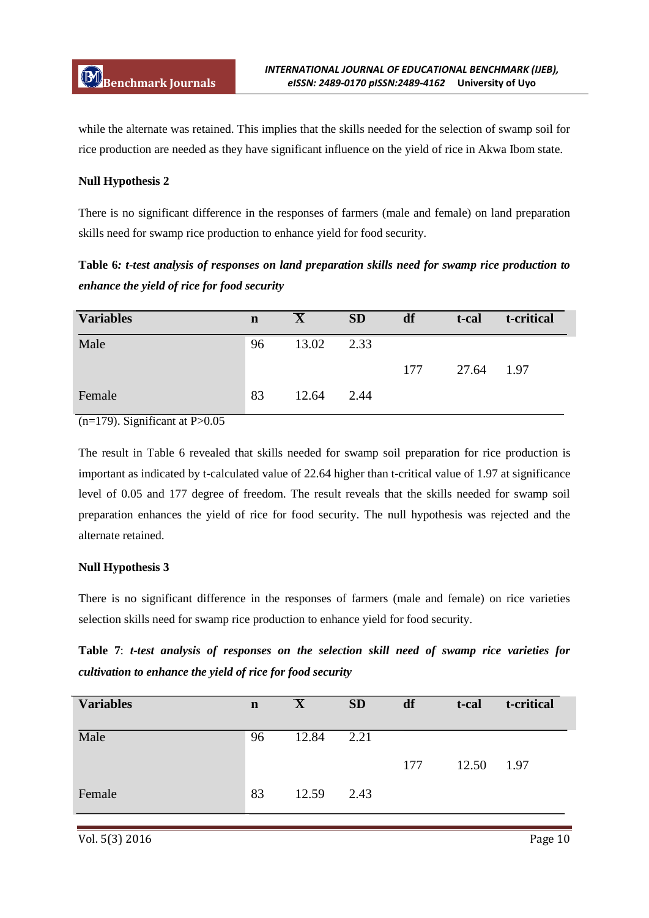while the alternate was retained. This implies that the skills needed for the selection of swamp soil for rice production are needed as they have significant influence on the yield of rice in Akwa Ibom state.

**Null Hypothesis 2**

There is no significant difference in the responses of farmers (male and female) on land preparation skills need for swamp rice production to enhance yield for food security.

**Table 6*: t-test analysis of responses on land preparation skills need for swamp rice production to enhance the yield of rice for food security***

| Variables | n | $\bar{X}$ | SD | df | t-cal | t-critical |
|---|---|---|---|---|---|---|
| Male | 96 | 13.02 | 2.33 | | | |
| | | | | 177 | 27.64 | 1.97 |
| Female | 83 | 12.64 | 2.44 | | | |

(n=179). Significant at P>0.05

The result in Table 6 revealed that skills needed for swamp soil preparation for rice production is important as indicated by t-calculated value of 22.64 higher than t-critical value of 1.97 at significance level of 0.05 and 177 degree of freedom. The result reveals that the skills needed for swamp soil preparation enhances the yield of rice for food security. The null hypothesis was rejected and the alternate retained.

**Null Hypothesis 3**

There is no significant difference in the responses of farmers (male and female) on rice varieties selection skills need for swamp rice production to enhance yield for food security.

**Table 7**: ***t-test analysis of responses on the selection skill need of swamp rice varieties for cultivation to enhance the yield of rice for food security***

| Variables | n | $\bar{X}$ | SD | df | t-cal | t-critical |
|---|---|---|---|---|---|---|
| Male | 96 | 12.84 | 2.21 | | | |
| | | | | 177 | 12.50 | 1.97 |
| Female | 83 | 12.59 | 2.43 | | | |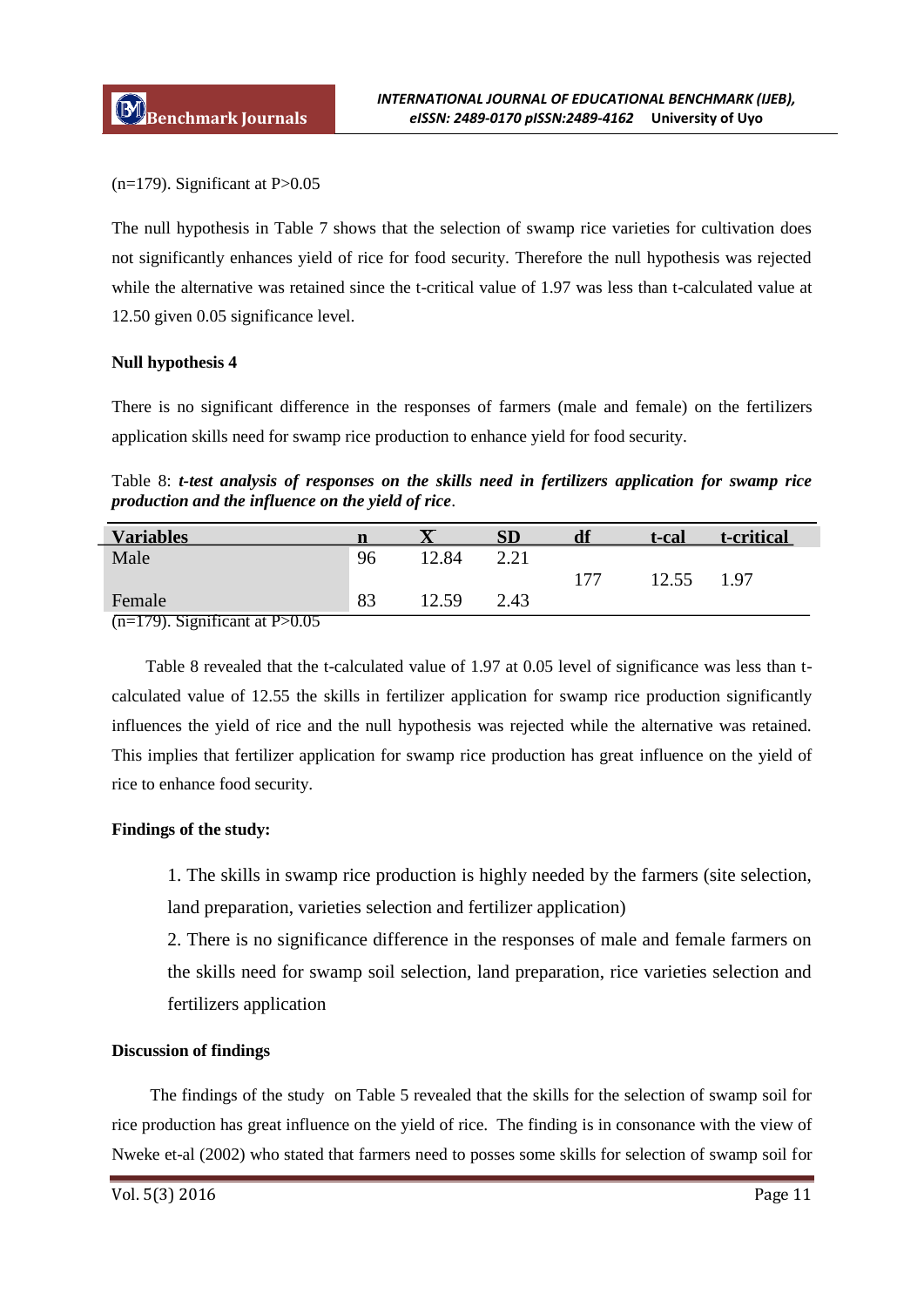(n=179). Significant at P>0.05

The null hypothesis in Table 7 shows that the selection of swamp rice varieties for cultivation does not significantly enhances yield of rice for food security. Therefore the null hypothesis was rejected while the alternative was retained since the t-critical value of 1.97 was less than t-calculated value at 12.50 given 0.05 significance level.

**Null hypothesis 4**

There is no significant difference in the responses of farmers (male and female) on the fertilizers application skills need for swamp rice production to enhance yield for food security.

Table 8: ***t-test analysis of responses on the skills need in fertilizers application for swamp rice production and the influence on the yield of rice***.

| Variables | n | $\bar{X}$ | SD | df | t-cal | t-critical |
|---|---|---|---|---|---|---|
| Male | 96 | 12.84 | 2.21 | 177 | 12.55 | 1.97 |
| Female | 83 | 12.59 | 2.43 | | | |

(n=179). Significant at P>0.05

Table 8 revealed that the t-calculated value of 1.97 at 0.05 level of significance was less than t-calculated value of 12.55 the skills in fertilizer application for swamp rice production significantly influences the yield of rice and the null hypothesis was rejected while the alternative was retained. This implies that fertilizer application for swamp rice production has great influence on the yield of rice to enhance food security.

**Findings of the study:**

1. The skills in swamp rice production is highly needed by the farmers (site selection, land preparation, varieties selection and fertilizer application)
2. There is no significance difference in the responses of male and female farmers on the skills need for swamp soil selection, land preparation, rice varieties selection and fertilizers application

**Discussion of findings**

The findings of the study on Table 5 revealed that the skills for the selection of swamp soil for rice production has great influence on the yield of rice. The finding is in consonance with the view of Nweke et-al (2002) who stated that farmers need to posses some skills for selection of swamp soil for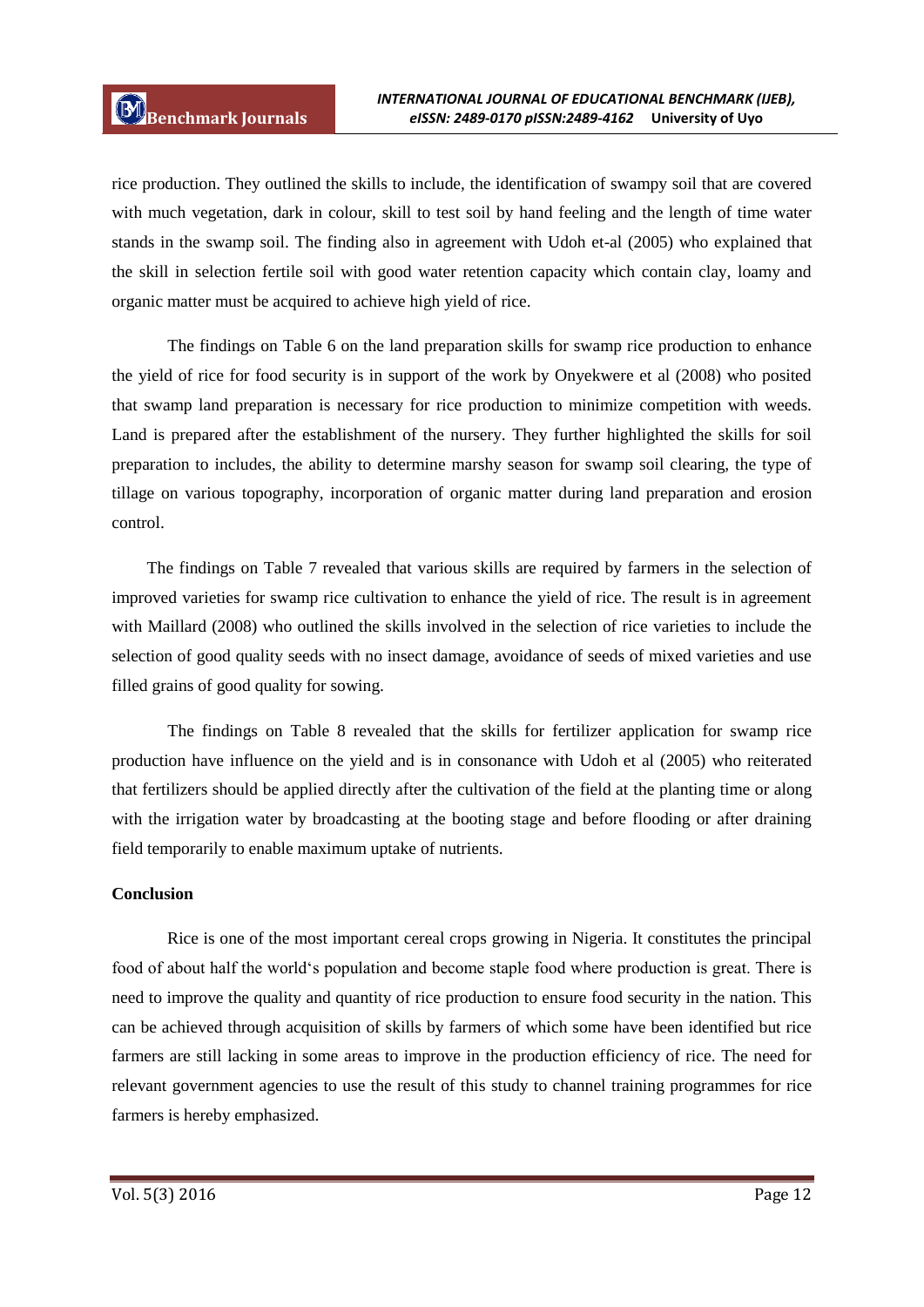rice production. They outlined the skills to include, the identification of swampy soil that are covered with much vegetation, dark in colour, skill to test soil by hand feeling and the length of time water stands in the swamp soil. The finding also in agreement with Udoh et-al (2005) who explained that the skill in selection fertile soil with good water retention capacity which contain clay, loamy and organic matter must be acquired to achieve high yield of rice.

The findings on Table 6 on the land preparation skills for swamp rice production to enhance the yield of rice for food security is in support of the work by Onyekwere et al (2008) who posited that swamp land preparation is necessary for rice production to minimize competition with weeds. Land is prepared after the establishment of the nursery. They further highlighted the skills for soil preparation to includes, the ability to determine marshy season for swamp soil clearing, the type of tillage on various topography, incorporation of organic matter during land preparation and erosion control.

The findings on Table 7 revealed that various skills are required by farmers in the selection of improved varieties for swamp rice cultivation to enhance the yield of rice. The result is in agreement with Maillard (2008) who outlined the skills involved in the selection of rice varieties to include the selection of good quality seeds with no insect damage, avoidance of seeds of mixed varieties and use filled grains of good quality for sowing.

The findings on Table 8 revealed that the skills for fertilizer application for swamp rice production have influence on the yield and is in consonance with Udoh et al (2005) who reiterated that fertilizers should be applied directly after the cultivation of the field at the planting time or along with the irrigation water by broadcasting at the booting stage and before flooding or after draining field temporarily to enable maximum uptake of nutrients.

**Conclusion**

Rice is one of the most important cereal crops growing in Nigeria. It constitutes the principal food of about half the world's population and become staple food where production is great. There is need to improve the quality and quantity of rice production to ensure food security in the nation. This can be achieved through acquisition of skills by farmers of which some have been identified but rice farmers are still lacking in some areas to improve in the production efficiency of rice. The need for relevant government agencies to use the result of this study to channel training programmes for rice farmers is hereby emphasized.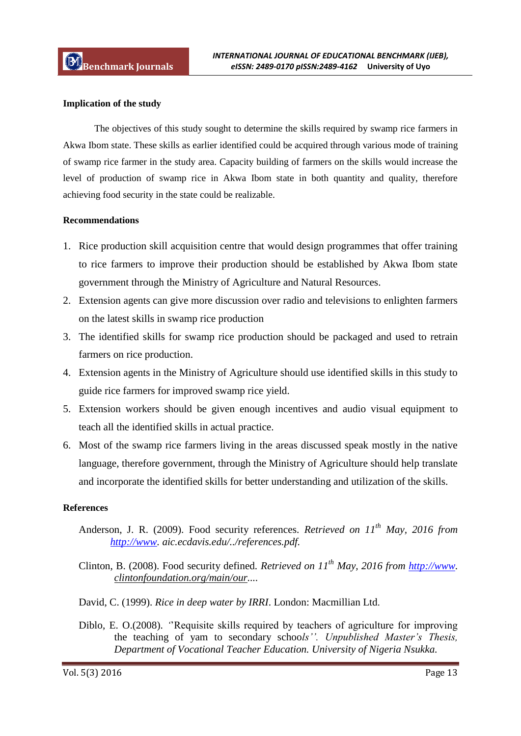**Implication of the study**

The objectives of this study sought to determine the skills required by swamp rice farmers in Akwa Ibom state. These skills as earlier identified could be acquired through various mode of training of swamp rice farmer in the study area. Capacity building of farmers on the skills would increase the level of production of swamp rice in Akwa Ibom state in both quantity and quality, therefore achieving food security in the state could be realizable.

**Recommendations**

1. Rice production skill acquisition centre that would design programmes that offer training to rice farmers to improve their production should be established by Akwa Ibom state government through the Ministry of Agriculture and Natural Resources.
2. Extension agents can give more discussion over radio and televisions to enlighten farmers on the latest skills in swamp rice production
3. The identified skills for swamp rice production should be packaged and used to retrain farmers on rice production.
4. Extension agents in the Ministry of Agriculture should use identified skills in this study to guide rice farmers for improved swamp rice yield.
5. Extension workers should be given enough incentives and audio visual equipment to teach all the identified skills in actual practice.
6. Most of the swamp rice farmers living in the areas discussed speak mostly in the native language, therefore government, through the Ministry of Agriculture should help translate and incorporate the identified skills for better understanding and utilization of the skills.

**References**

Anderson, J. R. (2009). Food security references. *Retrieved on 11th May, 2016 from http://www. aic.ecdavis.edu/../references.pdf.*

Clinton, B. (2008). Food security defined. *Retrieved on 11th May, 2016 from http://www. clintonfoundation.org/main/our....*

David, C. (1999). *Rice in deep water by IRRI*. London: Macmillian Ltd.

Diblo, E. O.(2008). ''Requisite skills required by teachers of agriculture for improving the teaching of yam to secondary school*s''. Unpublished Master's Thesis, Department of Vocational Teacher Education. University of Nigeria Nsukka.*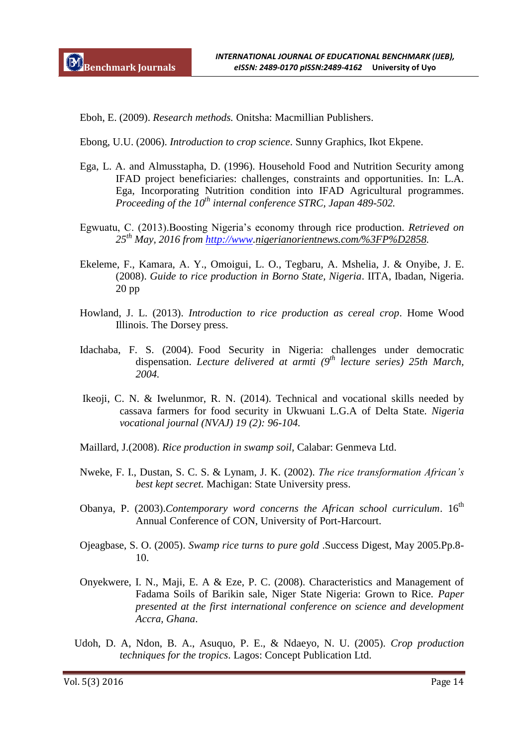Eboh, E. (2009). *Research methods.* Onitsha: Macmillian Publishers.

Ebong, U.U. (2006). *Introduction to crop science*. Sunny Graphics, Ikot Ekpene.

Ega, L. A. and Almusstapha, D. (1996). Household Food and Nutrition Security among IFAD project beneficiaries: challenges, constraints and opportunities. In: L.A. Ega, Incorporating Nutrition condition into IFAD Agricultural programmes. *Proceeding of the 10th internal conference STRC, Japan 489-502.*

Egwuatu, C. (2013).Boosting Nigeria's economy through rice production. *Retrieved on 25th May, 2016 from http://www.nigerianorientnews.com/%3FP%D2858.*

Ekeleme, F., Kamara, A. Y., Omoigui, L. O., Tegbaru, A. Mshelia, J. & Onyibe, J. E. (2008). *Guide to rice production in Borno State, Nigeria*. IITA, Ibadan, Nigeria. 20 pp

Howland, J. L. (2013). *Introduction to rice production as cereal crop*. Home Wood Illinois. The Dorsey press.

Idachaba, F. S. (2004). Food Security in Nigeria: challenges under democratic dispensation. *Lecture delivered at armti (9th lecture series) 25th March, 2004.*

Ikeoji, C. N. & Iwelunmor, R. N. (2014). Technical and vocational skills needed by cassava farmers for food security in Ukwuani L.G.A of Delta State. *Nigeria vocational journal (NVAJ) 19 (2): 96-104.*

Maillard, J.(2008). *Rice production in swamp soil*, Calabar: Genmeva Ltd.

Nweke, F. I., Dustan, S. C. S. & Lynam, J. K. (2002). *The rice transformation African's best kept secret.* Machigan: State University press.

Obanya, P. (2003).*Contemporary word concerns the African school curriculum*. 16th Annual Conference of CON, University of Port-Harcourt.

Ojeagbase, S. O. (2005). *Swamp rice turns to pure gold* .Success Digest, May 2005.Pp.8-10.

Onyekwere, I. N., Maji, E. A & Eze, P. C. (2008). Characteristics and Management of Fadama Soils of Barikin sale, Niger State Nigeria: Grown to Rice. *Paper presented at the first international conference on science and development Accra, Ghana*.

Udoh, D. A, Ndon, B. A., Asuquo, P. E., & Ndaeyo, N. U. (2005). *Crop production techniques for the tropics*. Lagos: Concept Publication Ltd.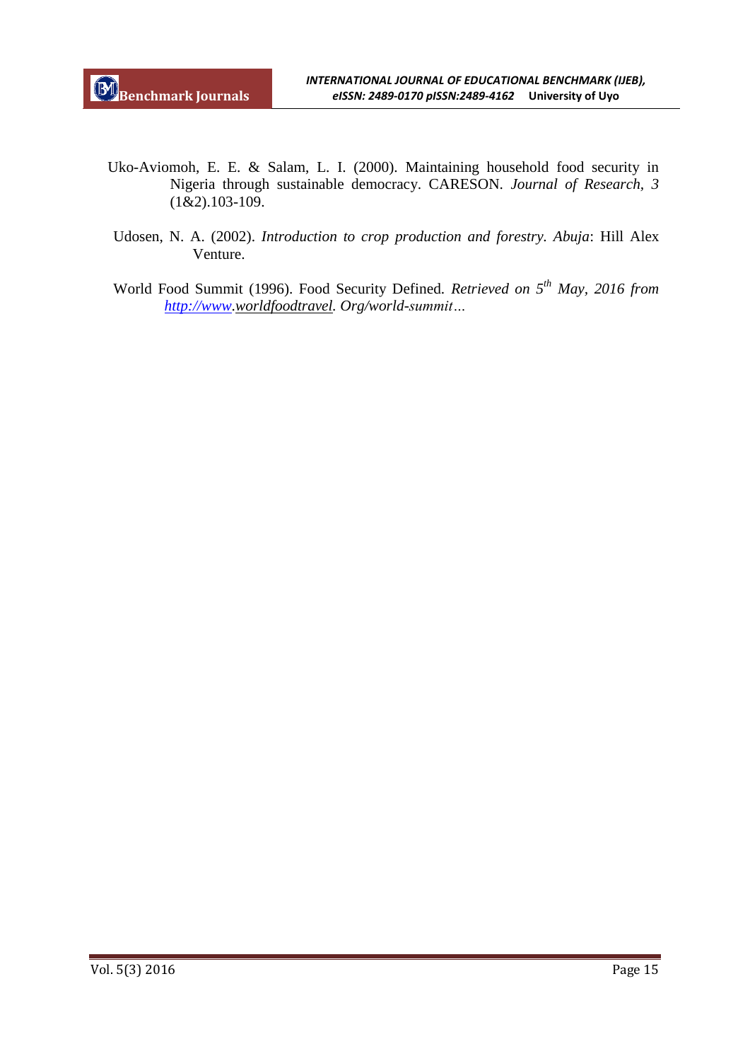Uko-Aviomoh, E. E. & Salam, L. I. (2000). Maintaining household food security in Nigeria through sustainable democracy. CARESON. *Journal of Research*, *3* (1&2).103-109.

Udosen, N. A. (2002). *Introduction to crop production and forestry*. *Abuja*: Hill Alex Venture.

World Food Summit (1996). Food Security Defined. *Retrieved on 5th May, 2016 from http://www.worldfoodtravel. Org/world-summit…*